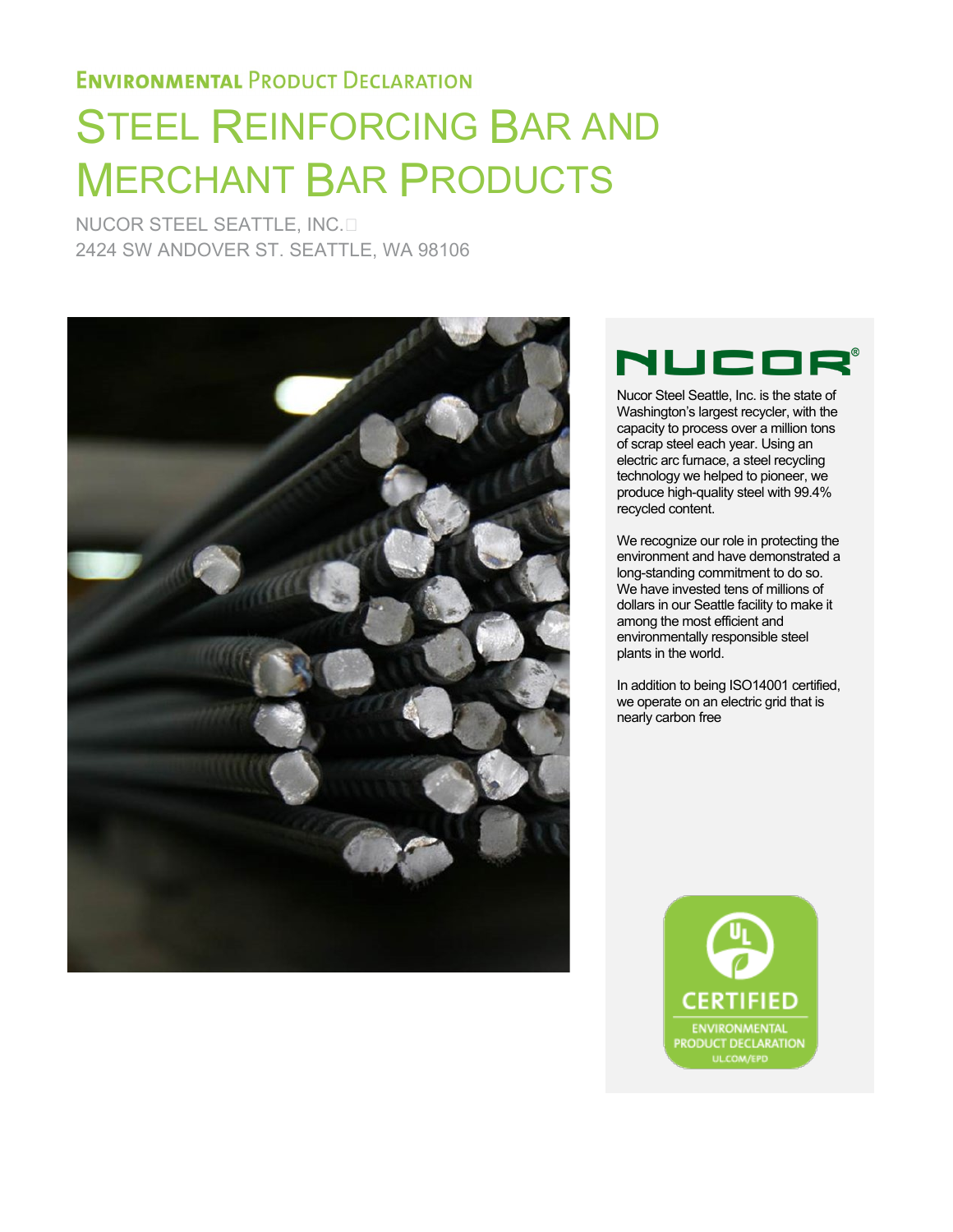**Environmental Product Declaration**

# Steel Reinforcing Bar and Merchant Bar Products

NUCOR STEEL SEATTLE, INC.
2424 SW ANDOVER ST. SEATTLE, WA 98106

NUCOR®

Nucor Steel Seattle, Inc. is the state of Washington's largest recycler, with the capacity to process over a million tons of scrap steel each year. Using an electric arc furnace, a steel recycling technology we helped to pioneer, we produce high-quality steel with 99.4% recycled content.

We recognize our role in protecting the environment and have demonstrated a long-standing commitment to do so. We have invested tens of millions of dollars in our Seattle facility to make it among the most efficient and environmentally responsible steel plants in the world.

In addition to being ISO14001 certified, we operate on an electric grid that is nearly carbon free

UL CERTIFIED ENVIRONMENTAL PRODUCT DECLARATION UL.COM/EPD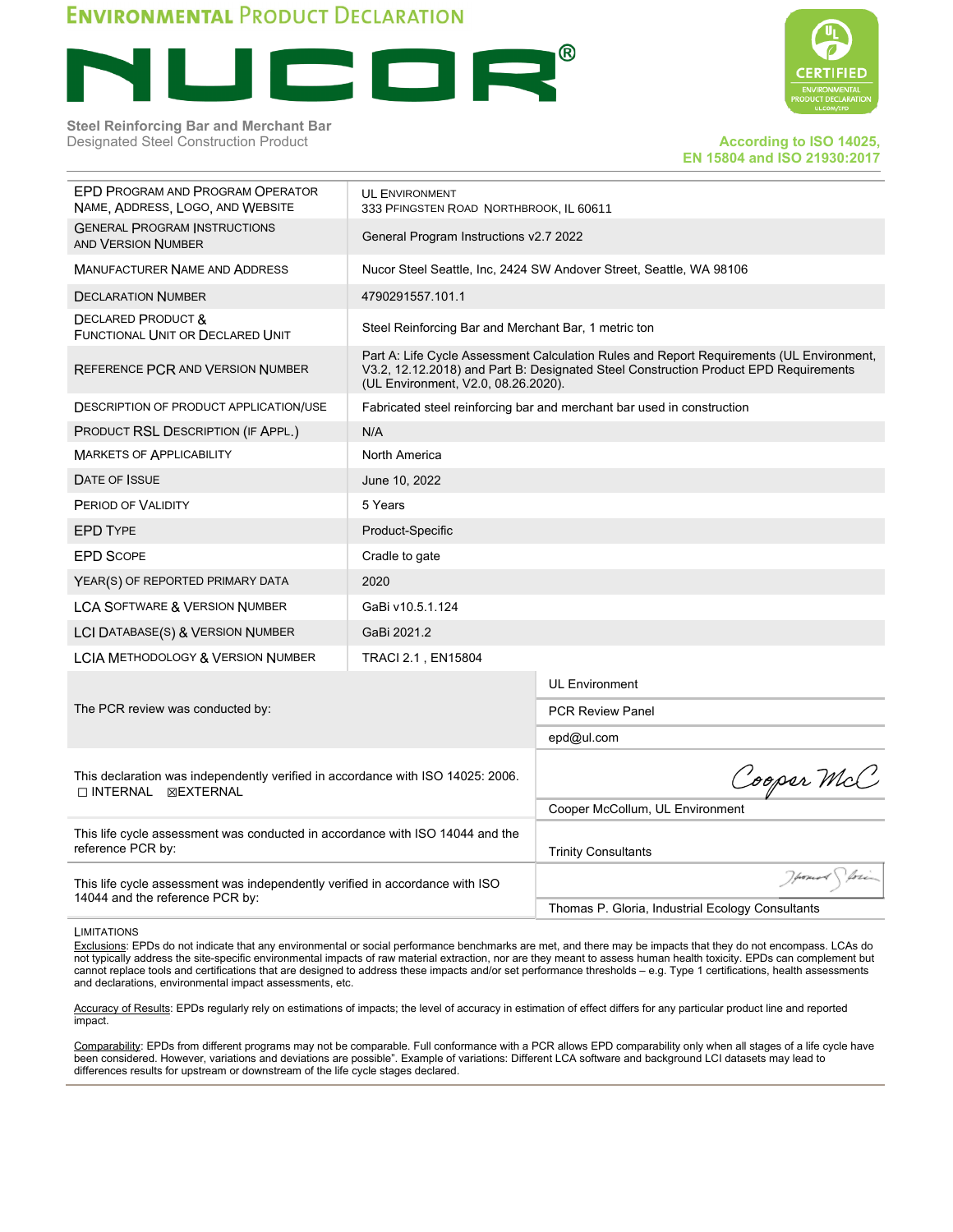# Environmental Product Declaration

**NUCOR®**

**Steel Reinforcing Bar and Merchant Bar**
Designated Steel Construction Product

**According to ISO 14025, EN 15804 and ISO 21930:2017**

| | |
|---|---|
| EPD Program and Program Operator Name, Address, Logo, and Website | UL Environment<br>333 Pfingsten Road Northbrook, IL 60611 |
| General Program Instructions and Version Number | General Program Instructions v2.7 2022 |
| Manufacturer Name and Address | Nucor Steel Seattle, Inc, 2424 SW Andover Street, Seattle, WA 98106 |
| Declaration Number | 4790291557.101.1 |
| Declared Product & Functional Unit or Declared Unit | Steel Reinforcing Bar and Merchant Bar, 1 metric ton |
| Reference PCR and Version Number | Part A: Life Cycle Assessment Calculation Rules and Report Requirements (UL Environment, V3.2, 12.12.2018) and Part B: Designated Steel Construction Product EPD Requirements (UL Environment, V2.0, 08.26.2020). |
| Description of Product Application/Use | Fabricated steel reinforcing bar and merchant bar used in construction |
| Product RSL Description (if Appl.) | N/A |
| Markets of Applicability | North America |
| Date of Issue | June 10, 2022 |
| Period of Validity | 5 Years |
| EPD Type | Product-Specific |
| EPD Scope | Cradle to gate |
| Year(s) of Reported Primary Data | 2020 |
| LCA Software & Version Number | GaBi v10.5.1.124 |
| LCI Database(s) & Version Number | GaBi 2021.2 |
| LCIA Methodology & Version Number | TRACI 2.1 , EN15804 |

| | |
|---|---|
| The PCR review was conducted by: | UL Environment<br>PCR Review Panel<br>epd@ul.com |
| This declaration was independently verified in accordance with ISO 14025: 2006.<br>☐ INTERNAL ☒EXTERNAL | Cooper McCollum, UL Environment |
| This life cycle assessment was conducted in accordance with ISO 14044 and the reference PCR by: | Trinity Consultants |
| This life cycle assessment was independently verified in accordance with ISO 14044 and the reference PCR by: | Thomas P. Gloria, Industrial Ecology Consultants |

LIMITATIONS

Exclusions: EPDs do not indicate that any environmental or social performance benchmarks are met, and there may be impacts that they do not encompass. LCAs do not typically address the site-specific environmental impacts of raw material extraction, nor are they meant to assess human health toxicity. EPDs can complement but cannot replace tools and certifications that are designed to address these impacts and/or set performance thresholds – e.g. Type 1 certifications, health assessments and declarations, environmental impact assessments, etc.

Accuracy of Results: EPDs regularly rely on estimations of impacts; the level of accuracy in estimation of effect differs for any particular product line and reported impact.

Comparability: EPDs from different programs may not be comparable. Full conformance with a PCR allows EPD comparability only when all stages of a life cycle have been considered. However, variations and deviations are possible". Example of variations: Different LCA software and background LCI datasets may lead to differences results for upstream or downstream of the life cycle stages declared.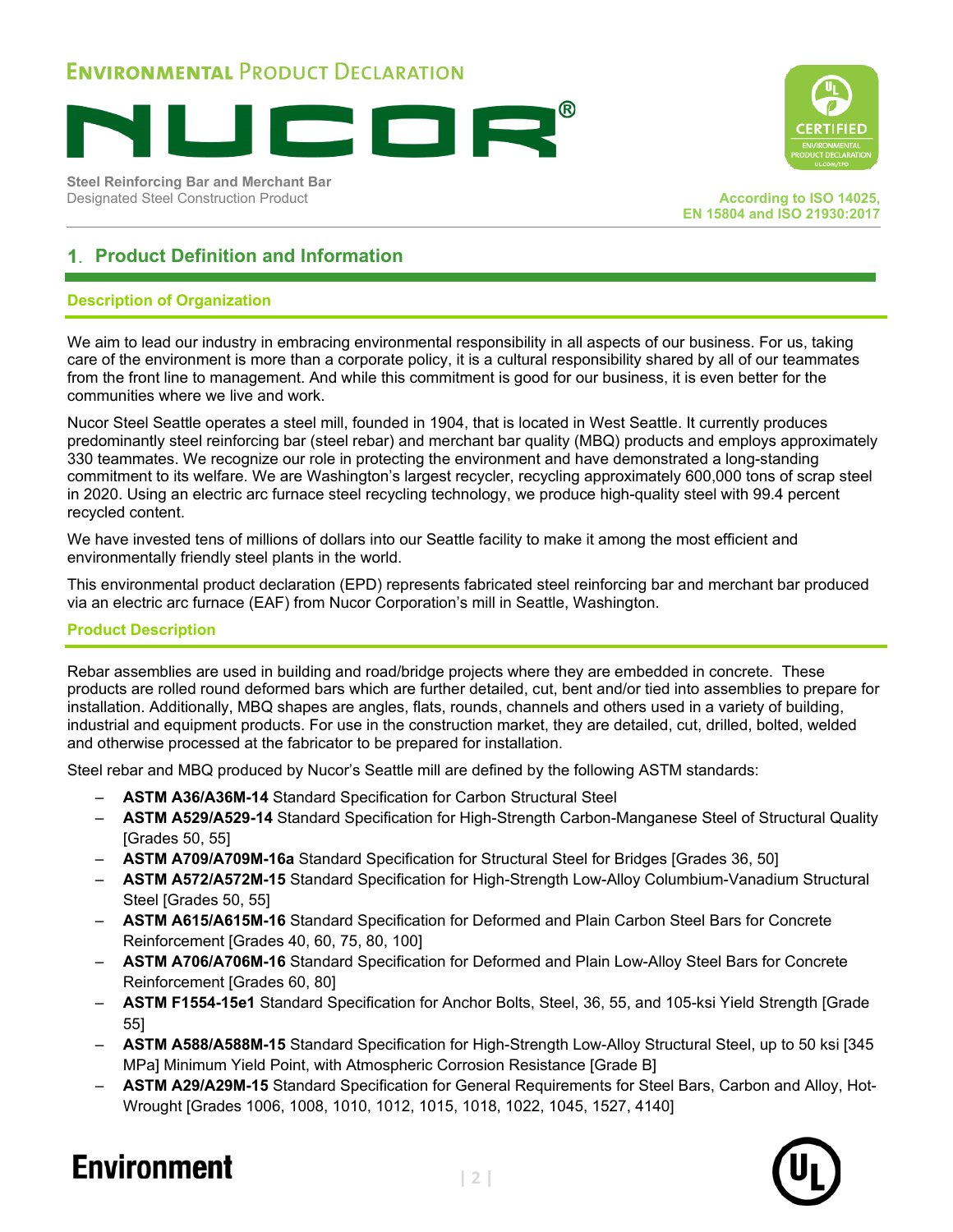## 1. Product Definition and Information

### Description of Organization

We aim to lead our industry in embracing environmental responsibility in all aspects of our business. For us, taking care of the environment is more than a corporate policy, it is a cultural responsibility shared by all of our teammates from the front line to management. And while this commitment is good for our business, it is even better for the communities where we live and work.

Nucor Steel Seattle operates a steel mill, founded in 1904, that is located in West Seattle. It currently produces predominantly steel reinforcing bar (steel rebar) and merchant bar quality (MBQ) products and employs approximately 330 teammates. We recognize our role in protecting the environment and have demonstrated a long-standing commitment to its welfare. We are Washington's largest recycler, recycling approximately 600,000 tons of scrap steel in 2020. Using an electric arc furnace steel recycling technology, we produce high-quality steel with 99.4 percent recycled content.

We have invested tens of millions of dollars into our Seattle facility to make it among the most efficient and environmentally friendly steel plants in the world.

This environmental product declaration (EPD) represents fabricated steel reinforcing bar and merchant bar produced via an electric arc furnace (EAF) from Nucor Corporation's mill in Seattle, Washington.

### Product Description

Rebar assemblies are used in building and road/bridge projects where they are embedded in concrete. These products are rolled round deformed bars which are further detailed, cut, bent and/or tied into assemblies to prepare for installation. Additionally, MBQ shapes are angles, flats, rounds, channels and others used in a variety of building, industrial and equipment products. For use in the construction market, they are detailed, cut, drilled, bolted, welded and otherwise processed at the fabricator to be prepared for installation.

Steel rebar and MBQ produced by Nucor's Seattle mill are defined by the following ASTM standards:

- **ASTM A36/A36M-14** Standard Specification for Carbon Structural Steel
- **ASTM A529/A529-14** Standard Specification for High-Strength Carbon-Manganese Steel of Structural Quality [Grades 50, 55]
- **ASTM A709/A709M-16a** Standard Specification for Structural Steel for Bridges [Grades 36, 50]
- **ASTM A572/A572M-15** Standard Specification for High-Strength Low-Alloy Columbium-Vanadium Structural Steel [Grades 50, 55]
- **ASTM A615/A615M-16** Standard Specification for Deformed and Plain Carbon Steel Bars for Concrete Reinforcement [Grades 40, 60, 75, 80, 100]
- **ASTM A706/A706M-16** Standard Specification for Deformed and Plain Low-Alloy Steel Bars for Concrete Reinforcement [Grades 60, 80]
- **ASTM F1554-15e1** Standard Specification for Anchor Bolts, Steel, 36, 55, and 105-ksi Yield Strength [Grade 55]
- **ASTM A588/A588M-15** Standard Specification for High-Strength Low-Alloy Structural Steel, up to 50 ksi [345 MPa] Minimum Yield Point, with Atmospheric Corrosion Resistance [Grade B]
- **ASTM A29/A29M-15** Standard Specification for General Requirements for Steel Bars, Carbon and Alloy, Hot-Wrought [Grades 1006, 1008, 1010, 1012, 1015, 1018, 1022, 1045, 1527, 4140]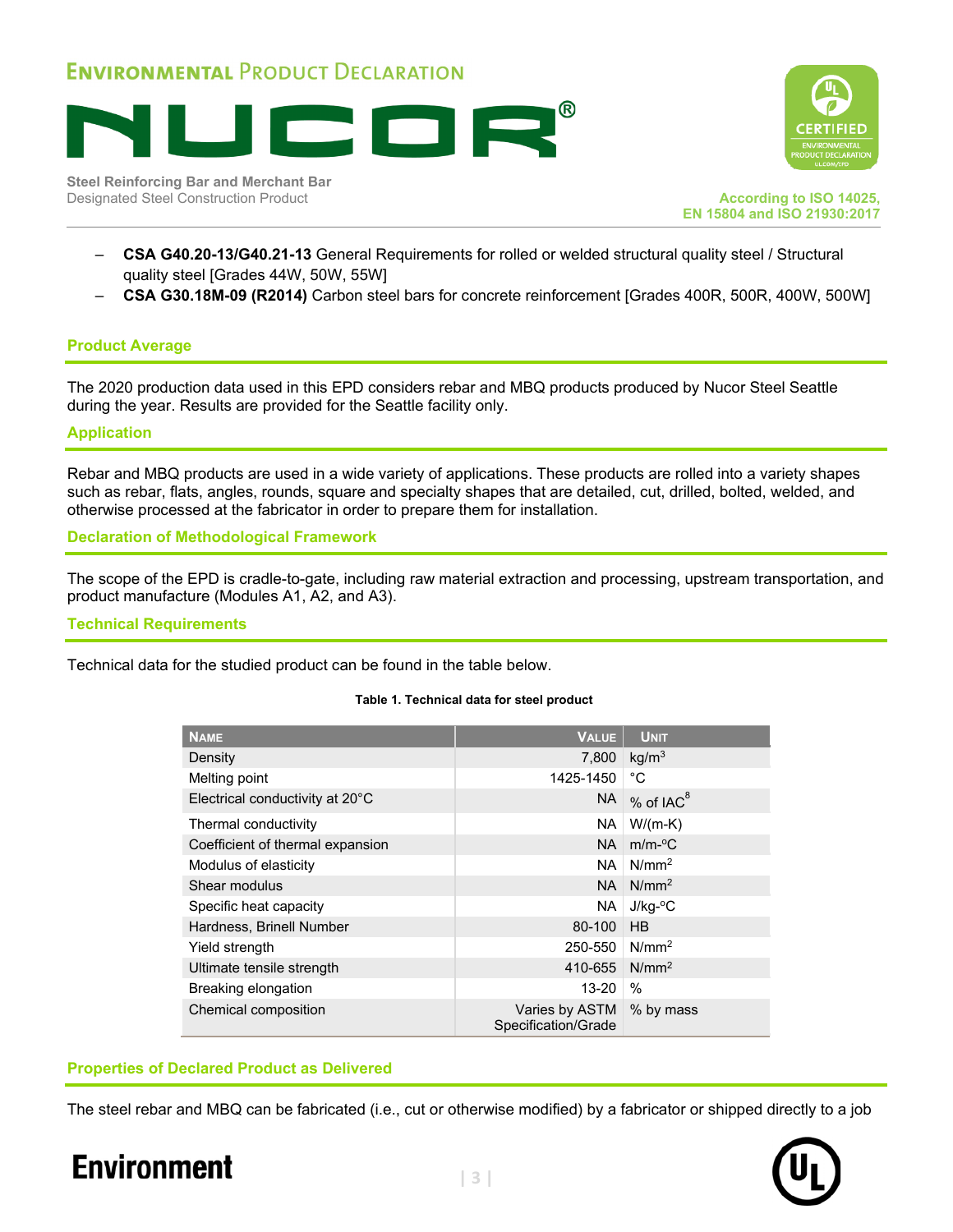- **CSA G40.20-13/G40.21-13** General Requirements for rolled or welded structural quality steel / Structural quality steel [Grades 44W, 50W, 55W]
- **CSA G30.18M-09 (R2014)** Carbon steel bars for concrete reinforcement [Grades 400R, 500R, 400W, 500W]

## Product Average

The 2020 production data used in this EPD considers rebar and MBQ products produced by Nucor Steel Seattle during the year. Results are provided for the Seattle facility only.

## Application

Rebar and MBQ products are used in a wide variety of applications. These products are rolled into a variety shapes such as rebar, flats, angles, rounds, square and specialty shapes that are detailed, cut, drilled, bolted, welded, and otherwise processed at the fabricator in order to prepare them for installation.

## Declaration of Methodological Framework

The scope of the EPD is cradle-to-gate, including raw material extraction and processing, upstream transportation, and product manufacture (Modules A1, A2, and A3).

## Technical Requirements

Technical data for the studied product can be found in the table below.

**Table 1. Technical data for steel product**

| Name | Value | Unit |
|---|---|---|
| Density | 7,800 | kg/m$^3$ |
| Melting point | 1425-1450 | °C |
| Electrical conductivity at 20°C | NA | % of IAC[8] |
| Thermal conductivity | NA | W/(m-K) |
| Coefficient of thermal expansion | NA | m/m-°C |
| Modulus of elasticity | NA | N/mm$^2$ |
| Shear modulus | NA | N/mm$^2$ |
| Specific heat capacity | NA | J/kg-°C |
| Hardness, Brinell Number | 80-100 | HB |
| Yield strength | 250-550 | N/mm$^2$ |
| Ultimate tensile strength | 410-655 | N/mm$^2$ |
| Breaking elongation | 13-20 | % |
| Chemical composition | Varies by ASTM Specification/Grade | % by mass |

## Properties of Declared Product as Delivered

The steel rebar and MBQ can be fabricated (i.e., cut or otherwise modified) by a fabricator or shipped directly to a job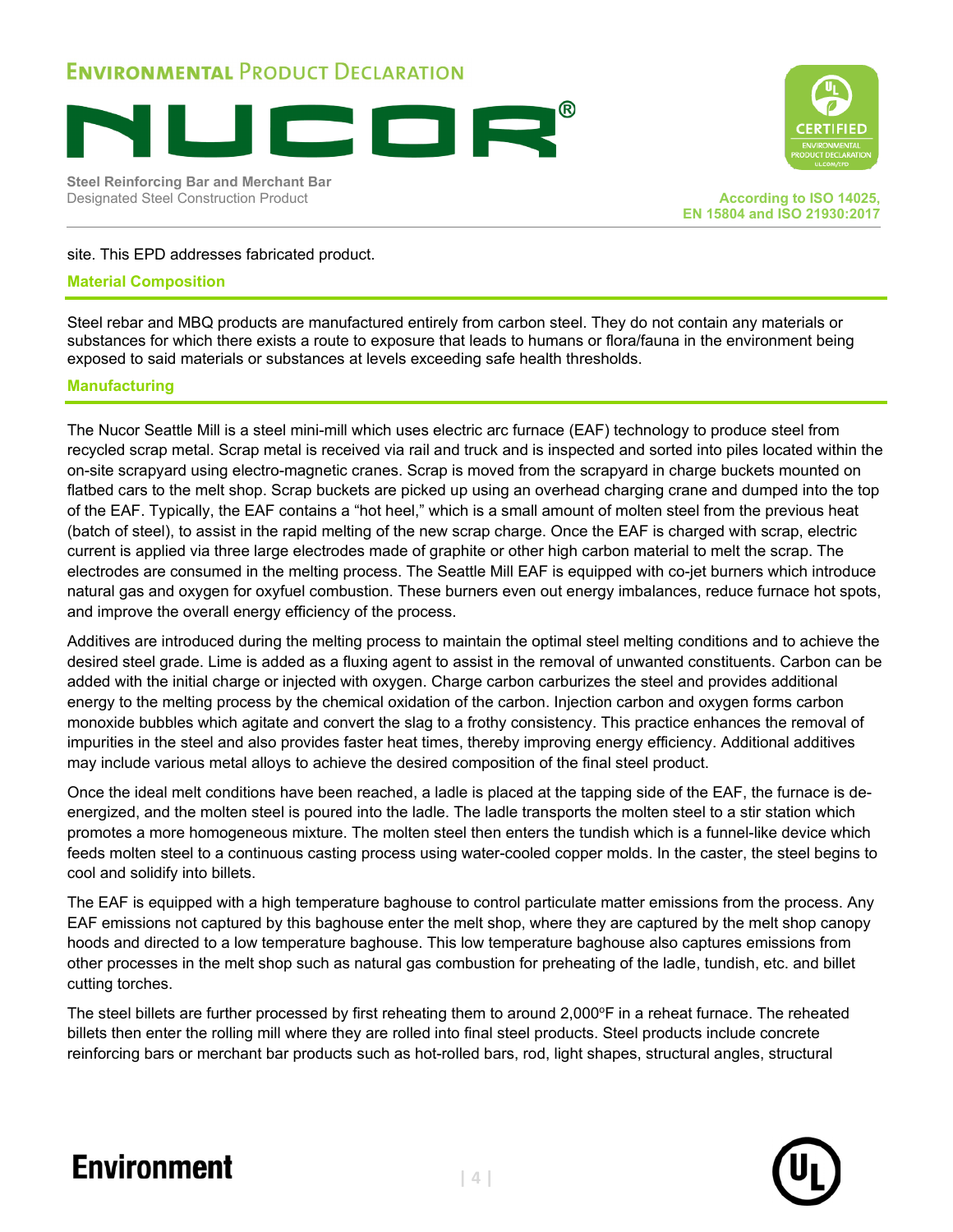site. This EPD addresses fabricated product.

### Material Composition

Steel rebar and MBQ products are manufactured entirely from carbon steel. They do not contain any materials or substances for which there exists a route to exposure that leads to humans or flora/fauna in the environment being exposed to said materials or substances at levels exceeding safe health thresholds.

### Manufacturing

The Nucor Seattle Mill is a steel mini-mill which uses electric arc furnace (EAF) technology to produce steel from recycled scrap metal. Scrap metal is received via rail and truck and is inspected and sorted into piles located within the on-site scrapyard using electro-magnetic cranes. Scrap is moved from the scrapyard in charge buckets mounted on flatbed cars to the melt shop. Scrap buckets are picked up using an overhead charging crane and dumped into the top of the EAF. Typically, the EAF contains a "hot heel," which is a small amount of molten steel from the previous heat (batch of steel), to assist in the rapid melting of the new scrap charge. Once the EAF is charged with scrap, electric current is applied via three large electrodes made of graphite or other high carbon material to melt the scrap. The electrodes are consumed in the melting process. The Seattle Mill EAF is equipped with co-jet burners which introduce natural gas and oxygen for oxyfuel combustion. These burners even out energy imbalances, reduce furnace hot spots, and improve the overall energy efficiency of the process.

Additives are introduced during the melting process to maintain the optimal steel melting conditions and to achieve the desired steel grade. Lime is added as a fluxing agent to assist in the removal of unwanted constituents. Carbon can be added with the initial charge or injected with oxygen. Charge carbon carburizes the steel and provides additional energy to the melting process by the chemical oxidation of the carbon. Injection carbon and oxygen forms carbon monoxide bubbles which agitate and convert the slag to a frothy consistency. This practice enhances the removal of impurities in the steel and also provides faster heat times, thereby improving energy efficiency. Additional additives may include various metal alloys to achieve the desired composition of the final steel product.

Once the ideal melt conditions have been reached, a ladle is placed at the tapping side of the EAF, the furnace is de-energized, and the molten steel is poured into the ladle. The ladle transports the molten steel to a stir station which promotes a more homogeneous mixture. The molten steel then enters the tundish which is a funnel-like device which feeds molten steel to a continuous casting process using water-cooled copper molds. In the caster, the steel begins to cool and solidify into billets.

The EAF is equipped with a high temperature baghouse to control particulate matter emissions from the process. Any EAF emissions not captured by this baghouse enter the melt shop, where they are captured by the melt shop canopy hoods and directed to a low temperature baghouse. This low temperature baghouse also captures emissions from other processes in the melt shop such as natural gas combustion for preheating of the ladle, tundish, etc. and billet cutting torches.

The steel billets are further processed by first reheating them to around 2,000°F in a reheat furnace. The reheated billets then enter the rolling mill where they are rolled into final steel products. Steel products include concrete reinforcing bars or merchant bar products such as hot-rolled bars, rod, light shapes, structural angles, structural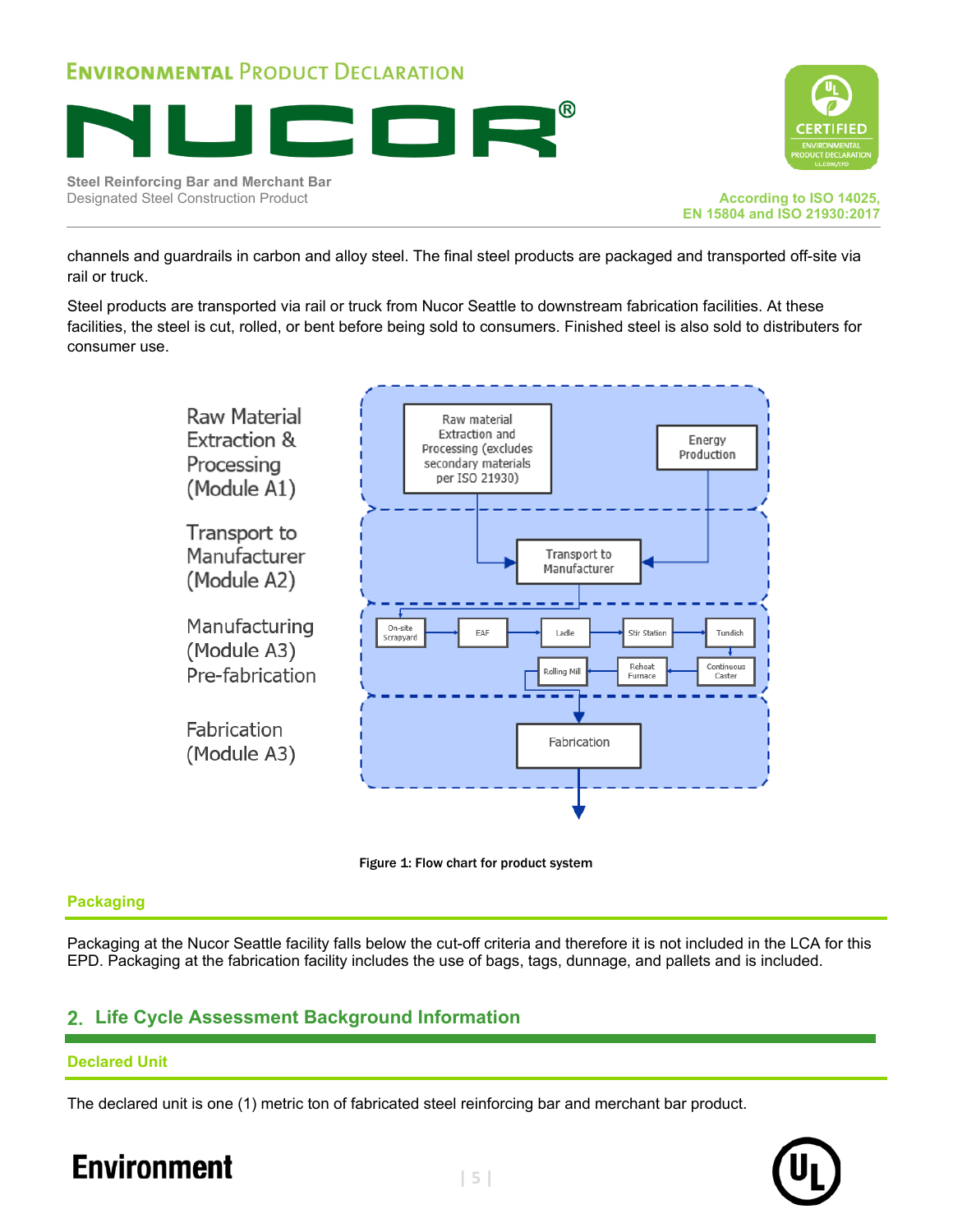channels and guardrails in carbon and alloy steel. The final steel products are packaged and transported off-site via rail or truck.

Steel products are transported via rail or truck from Nucor Seattle to downstream fabrication facilities. At these facilities, the steel is cut, rolled, or bent before being sold to consumers. Finished steel is also sold to distributors for consumer use.

Raw Material Extraction & Processing (Module A1)

Transport to Manufacturer (Module A2)

Manufacturing (Module A3) Pre-fabrication

Fabrication (Module A3)

Raw material Extraction and Processing (excludes secondary materials per ISO 21930)

Energy Production

Transport to Manufacturer

On-site Scrapyard → EAF → Ladle → Stir Station → Tundish → Continuous Caster → Reheat Furnace → Rolling Mill

Fabrication

Figure 1: Flow chart for product system

### Packaging

Packaging at the Nucor Seattle facility falls below the cut-off criteria and therefore it is not included in the LCA for this EPD. Packaging at the fabrication facility includes the use of bags, tags, dunnage, and pallets and is included.

## 2. Life Cycle Assessment Background Information

### Declared Unit

The declared unit is one (1) metric ton of fabricated steel reinforcing bar and merchant bar product.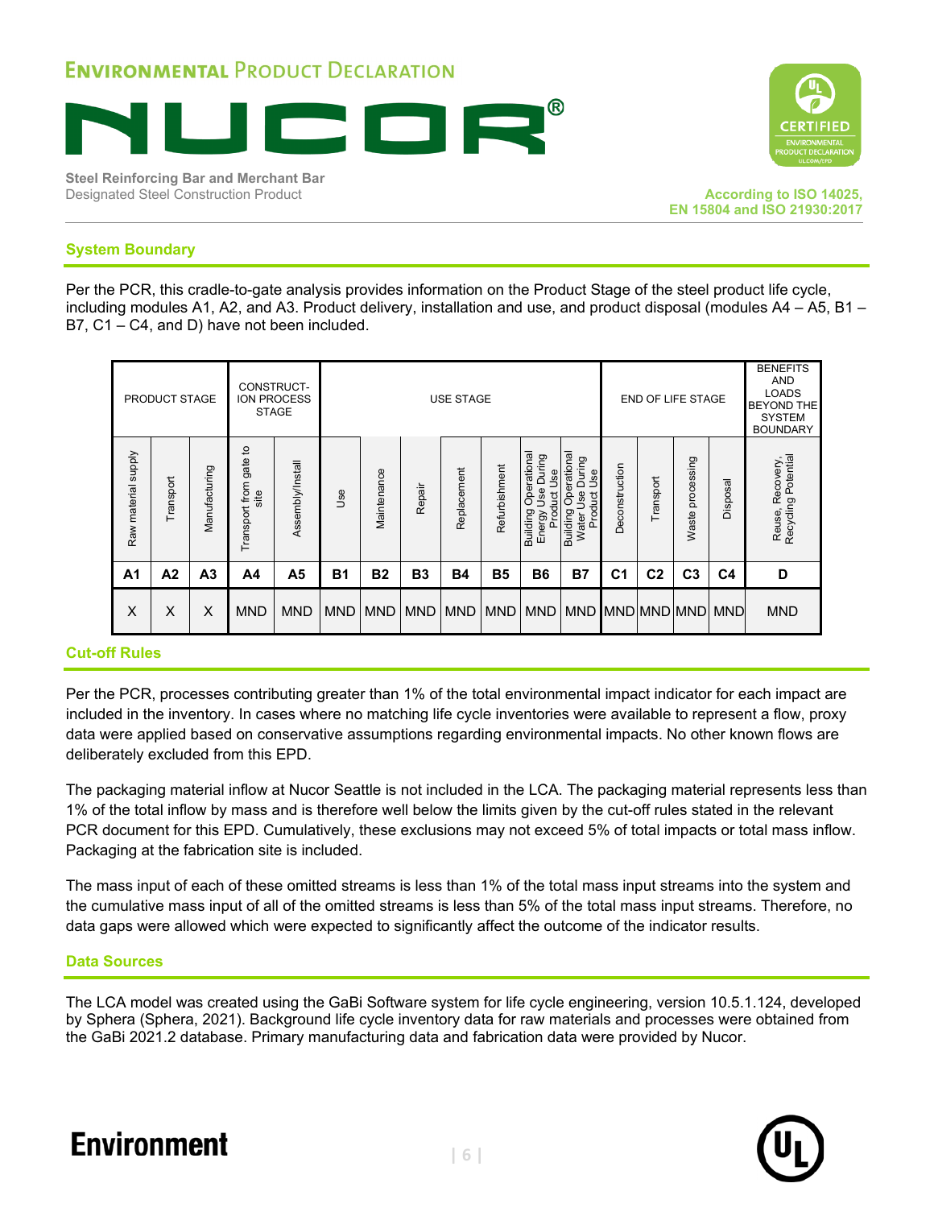## System Boundary

Per the PCR, this cradle-to-gate analysis provides information on the Product Stage of the steel product life cycle, including modules A1, A2, and A3. Product delivery, installation and use, and product disposal (modules A4 – A5, B1 – B7, C1 – C4, and D) have not been included.

| PRODUCT STAGE | | | CONSTRUCT-ION PROCESS STAGE | | USE STAGE | | | | | | | END OF LIFE STAGE | | | | BENEFITS AND LOADS BEYOND THE SYSTEM BOUNDARY |
|---|---|---|---|---|---|---|---|---|---|---|---|---|---|---|---|---|
| Raw material supply | Transport | Manufacturing | Transport from gate to site | Assembly/Install | Use | Maintenance | Repair | Replacement | Refurbishment | Building Operational Energy Use During Product Use | Building Operational Water Use During Product Use | Deconstruction | Transport | Waste processing | Disposal | Reuse, Recovery, Recycling Potential |
| A1 | A2 | A3 | A4 | A5 | B1 | B2 | B3 | B4 | B5 | B6 | B7 | C1 | C2 | C3 | C4 | D |
| X | X | X | MND | MND | MND | MND | MND | MND | MND | MND | MND | MND | MND | MND | MND | MND |

## Cut-off Rules

Per the PCR, processes contributing greater than 1% of the total environmental impact indicator for each impact are included in the inventory. In cases where no matching life cycle inventories were available to represent a flow, proxy data were applied based on conservative assumptions regarding environmental impacts. No other known flows are deliberately excluded from this EPD.

The packaging material inflow at Nucor Seattle is not included in the LCA. The packaging material represents less than 1% of the total inflow by mass and is therefore well below the limits given by the cut-off rules stated in the relevant PCR document for this EPD. Cumulatively, these exclusions may not exceed 5% of total impacts or total mass inflow. Packaging at the fabrication site is included.

The mass input of each of these omitted streams is less than 1% of the total mass input streams into the system and the cumulative mass input of all of the omitted streams is less than 5% of the total mass input streams. Therefore, no data gaps were allowed which were expected to significantly affect the outcome of the indicator results.

## Data Sources

The LCA model was created using the GaBi Software system for life cycle engineering, version 10.5.1.124, developed by Sphera (Sphera, 2021). Background life cycle inventory data for raw materials and processes were obtained from the GaBi 2021.2 database. Primary manufacturing data and fabrication data were provided by Nucor.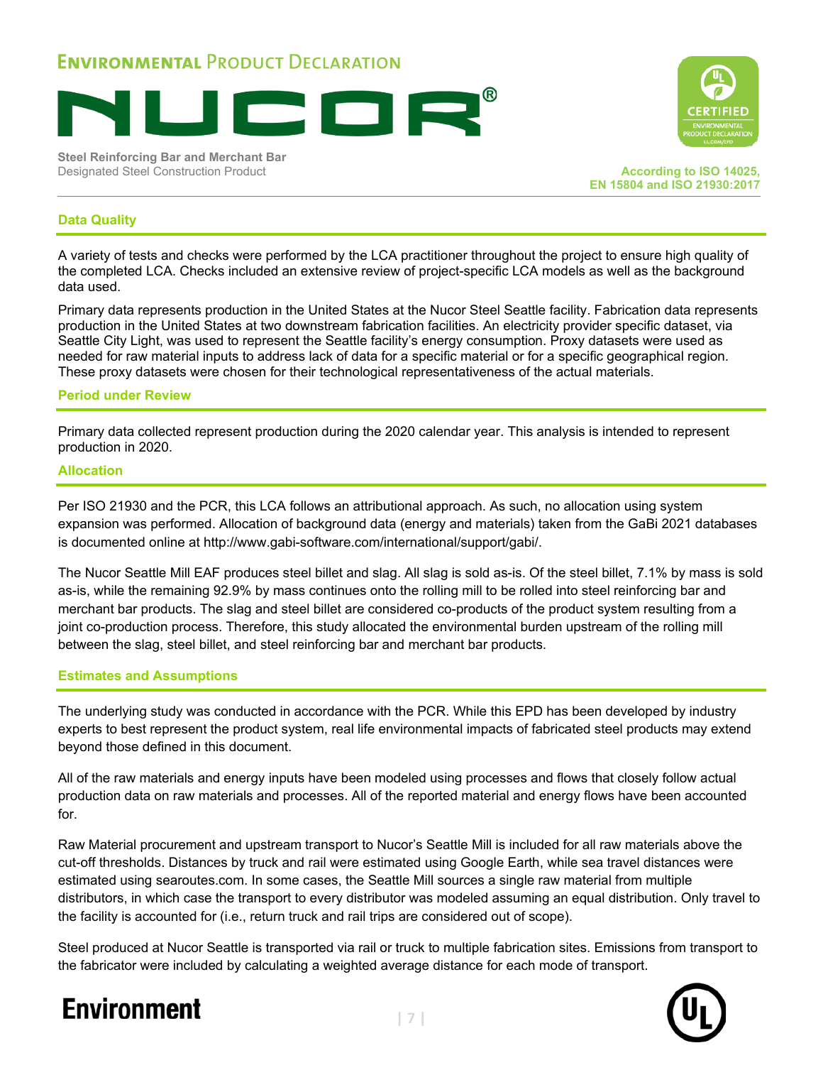## Data Quality

A variety of tests and checks were performed by the LCA practitioner throughout the project to ensure high quality of the completed LCA. Checks included an extensive review of project-specific LCA models as well as the background data used.

Primary data represents production in the United States at the Nucor Steel Seattle facility. Fabrication data represents production in the United States at two downstream fabrication facilities. An electricity provider specific dataset, via Seattle City Light, was used to represent the Seattle facility's energy consumption. Proxy datasets were used as needed for raw material inputs to address lack of data for a specific material or for a specific geographical region. These proxy datasets were chosen for their technological representativeness of the actual materials.

## Period under Review

Primary data collected represent production during the 2020 calendar year. This analysis is intended to represent production in 2020.

## Allocation

Per ISO 21930 and the PCR, this LCA follows an attributional approach. As such, no allocation using system expansion was performed. Allocation of background data (energy and materials) taken from the GaBi 2021 databases is documented online at http://www.gabi-software.com/international/support/gabi/.

The Nucor Seattle Mill EAF produces steel billet and slag. All slag is sold as-is. Of the steel billet, 7.1% by mass is sold as-is, while the remaining 92.9% by mass continues onto the rolling mill to be rolled into steel reinforcing bar and merchant bar products. The slag and steel billet are considered co-products of the product system resulting from a joint co-production process. Therefore, this study allocated the environmental burden upstream of the rolling mill between the slag, steel billet, and steel reinforcing bar and merchant bar products.

## Estimates and Assumptions

The underlying study was conducted in accordance with the PCR. While this EPD has been developed by industry experts to best represent the product system, real life environmental impacts of fabricated steel products may extend beyond those defined in this document.

All of the raw materials and energy inputs have been modeled using processes and flows that closely follow actual production data on raw materials and processes. All of the reported material and energy flows have been accounted for.

Raw Material procurement and upstream transport to Nucor's Seattle Mill is included for all raw materials above the cut-off thresholds. Distances by truck and rail were estimated using Google Earth, while sea travel distances were estimated using searoutes.com. In some cases, the Seattle Mill sources a single raw material from multiple distributors, in which case the transport to every distributor was modeled assuming an equal distribution. Only travel to the facility is accounted for (i.e., return truck and rail trips are considered out of scope).

Steel produced at Nucor Seattle is transported via rail or truck to multiple fabrication sites. Emissions from transport to the fabricator were included by calculating a weighted average distance for each mode of transport.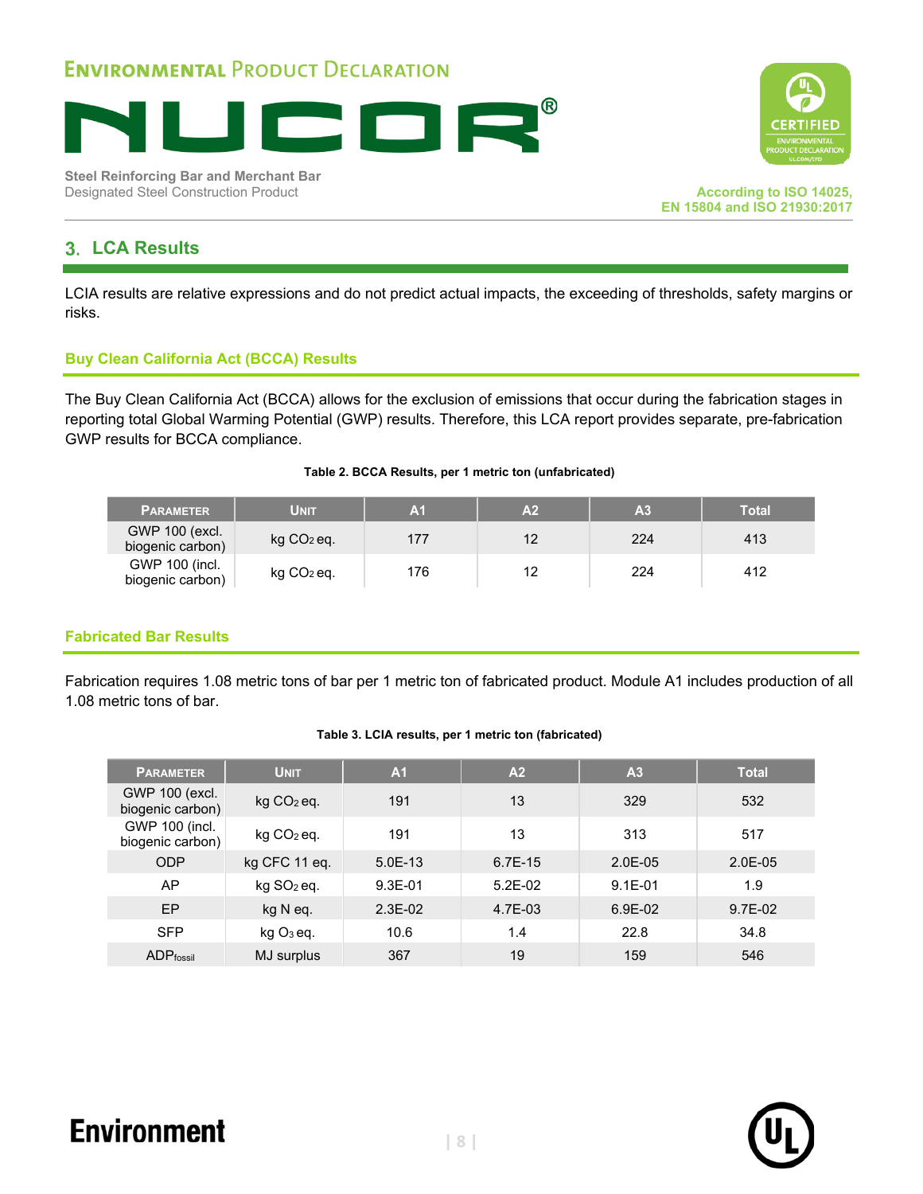## 3. LCA Results

LCIA results are relative expressions and do not predict actual impacts, the exceeding of thresholds, safety margins or risks.

### Buy Clean California Act (BCCA) Results

The Buy Clean California Act (BCCA) allows for the exclusion of emissions that occur during the fabrication stages in reporting total Global Warming Potential (GWP) results. Therefore, this LCA report provides separate, pre-fabrication GWP results for BCCA compliance.

**Table 2. BCCA Results, per 1 metric ton (unfabricated)**

| Parameter | Unit | A1 | A2 | A3 | Total |
|---|---|---|---|---|---|
| GWP 100 (excl. biogenic carbon) | kg $CO_2$ eq. | 177 | 12 | 224 | 413 |
| GWP 100 (incl. biogenic carbon) | kg $CO_2$ eq. | 176 | 12 | 224 | 412 |

### Fabricated Bar Results

Fabrication requires 1.08 metric tons of bar per 1 metric ton of fabricated product. Module A1 includes production of all 1.08 metric tons of bar.

**Table 3. LCIA results, per 1 metric ton (fabricated)**

| Parameter | Unit | A1 | A2 | A3 | Total |
|---|---|---|---|---|---|
| GWP 100 (excl. biogenic carbon) | kg $CO_2$ eq. | 191 | 13 | 329 | 532 |
| GWP 100 (incl. biogenic carbon) | kg $CO_2$ eq. | 191 | 13 | 313 | 517 |
| ODP | kg CFC 11 eq. | 5.0E-13 | 6.7E-15 | 2.0E-05 | 2.0E-05 |
| AP | kg $SO_2$ eq. | 9.3E-01 | 5.2E-02 | 9.1E-01 | 1.9 |
| EP | kg N eq. | 2.3E-02 | 4.7E-03 | 6.9E-02 | 9.7E-02 |
| SFP | kg $O_3$ eq. | 10.6 | 1.4 | 22.8 | 34.8 |
| $ADP_{fossil}$ | MJ surplus | 367 | 19 | 159 | 546 |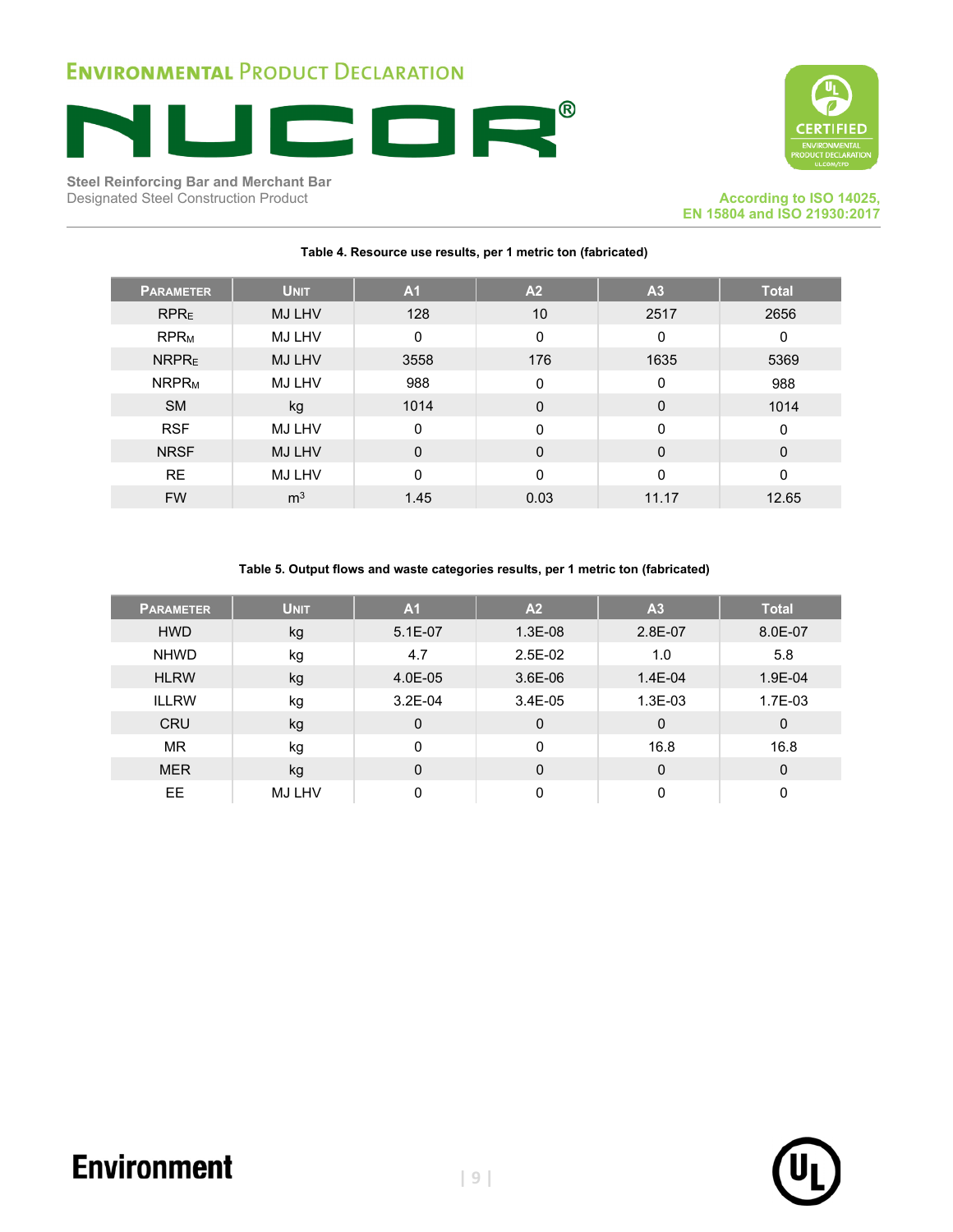**Table 4. Resource use results, per 1 metric ton (fabricated)**

| Parameter | Unit | A1 | A2 | A3 | Total |
|---|---|---|---|---|---|
| $RPR_E$ | MJ LHV | 128 | 10 | 2517 | 2656 |
| $RPR_M$ | MJ LHV | 0 | 0 | 0 | 0 |
| $NRPR_E$ | MJ LHV | 3558 | 176 | 1635 | 5369 |
| $NRPR_M$ | MJ LHV | 988 | 0 | 0 | 988 |
| SM | kg | 1014 | 0 | 0 | 1014 |
| RSF | MJ LHV | 0 | 0 | 0 | 0 |
| NRSF | MJ LHV | 0 | 0 | 0 | 0 |
| RE | MJ LHV | 0 | 0 | 0 | 0 |
| FW | $m^3$ | 1.45 | 0.03 | 11.17 | 12.65 |

**Table 5. Output flows and waste categories results, per 1 metric ton (fabricated)**

| Parameter | Unit | A1 | A2 | A3 | Total |
|---|---|---|---|---|---|
| HWD | kg | 5.1E-07 | 1.3E-08 | 2.8E-07 | 8.0E-07 |
| NHWD | kg | 4.7 | 2.5E-02 | 1.0 | 5.8 |
| HLRW | kg | 4.0E-05 | 3.6E-06 | 1.4E-04 | 1.9E-04 |
| ILLRW | kg | 3.2E-04 | 3.4E-05 | 1.3E-03 | 1.7E-03 |
| CRU | kg | 0 | 0 | 0 | 0 |
| MR | kg | 0 | 0 | 16.8 | 16.8 |
| MER | kg | 0 | 0 | 0 | 0 |
| EE | MJ LHV | 0 | 0 | 0 | 0 |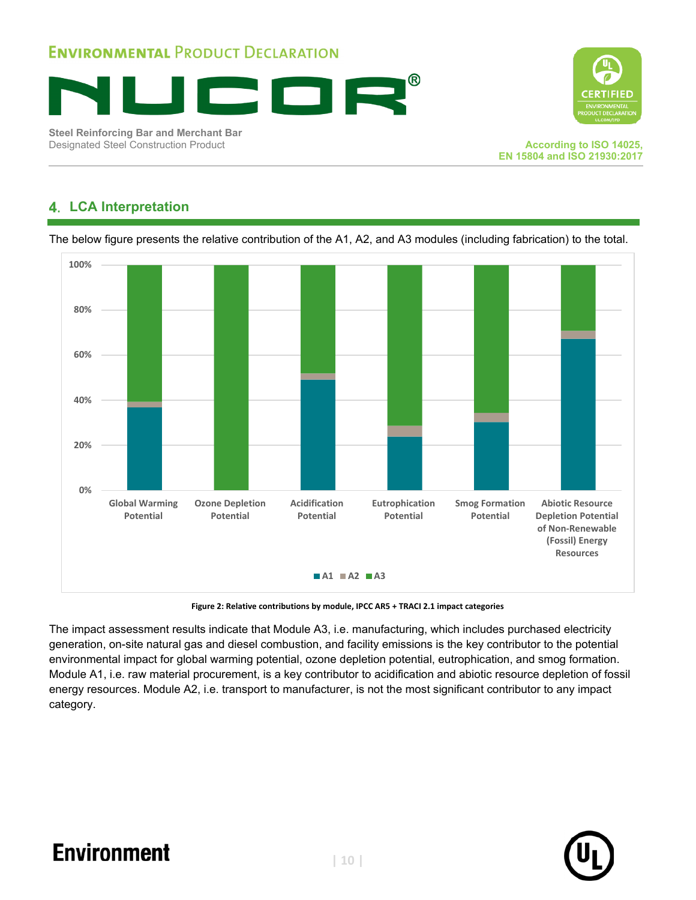## 4. LCA Interpretation

The below figure presents the relative contribution of the A1, A2, and A3 modules (including fabrication) to the total.

**Figure 2: Relative contributions by module, IPCC AR5 + TRACI 2.1 impact categories**

The impact assessment results indicate that Module A3, i.e. manufacturing, which includes purchased electricity generation, on-site natural gas and diesel combustion, and facility emissions is the key contributor to the potential environmental impact for global warming potential, ozone depletion potential, eutrophication, and smog formation. Module A1, i.e. raw material procurement, is a key contributor to acidification and abiotic resource depletion of fossil energy resources. Module A2, i.e. transport to manufacturer, is not the most significant contributor to any impact category.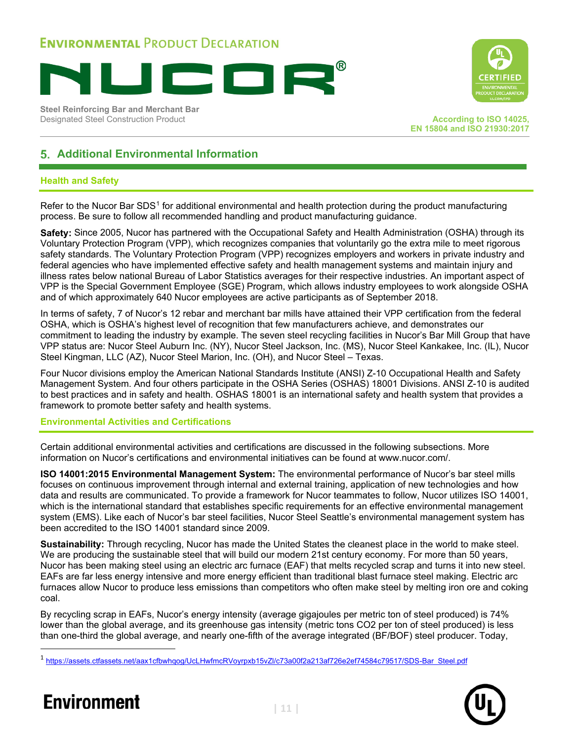## 5. Additional Environmental Information

### Health and Safety

Refer to the Nucor Bar SDS[1] for additional environmental and health protection during the product manufacturing process. Be sure to follow all recommended handling and product manufacturing guidance.

**Safety:** Since 2005, Nucor has partnered with the Occupational Safety and Health Administration (OSHA) through its Voluntary Protection Program (VPP), which recognizes companies that voluntarily go the extra mile to meet rigorous safety standards. The Voluntary Protection Program (VPP) recognizes employers and workers in private industry and federal agencies who have implemented effective safety and health management systems and maintain injury and illness rates below national Bureau of Labor Statistics averages for their respective industries. An important aspect of VPP is the Special Government Employee (SGE) Program, which allows industry employees to work alongside OSHA and of which approximately 640 Nucor employees are active participants as of September 2018.

In terms of safety, 7 of Nucor's 12 rebar and merchant bar mills have attained their VPP certification from the federal OSHA, which is OSHA's highest level of recognition that few manufacturers achieve, and demonstrates our commitment to leading the industry by example. The seven steel recycling facilities in Nucor's Bar Mill Group that have VPP status are: Nucor Steel Auburn Inc. (NY), Nucor Steel Jackson, Inc. (MS), Nucor Steel Kankakee, Inc. (IL), Nucor Steel Kingman, LLC (AZ), Nucor Steel Marion, Inc. (OH), and Nucor Steel – Texas.

Four Nucor divisions employ the American National Standards Institute (ANSI) Z-10 Occupational Health and Safety Management System. And four others participate in the OSHA Series (OSHAS) 18001 Divisions. ANSI Z-10 is audited to best practices and in safety and health. OSHAS 18001 is an international safety and health system that provides a framework to promote better safety and health systems.

### Environmental Activities and Certifications

Certain additional environmental activities and certifications are discussed in the following subsections. More information on Nucor's certifications and environmental initiatives can be found at www.nucor.com/.

**ISO 14001:2015 Environmental Management System:** The environmental performance of Nucor's bar steel mills focuses on continuous improvement through internal and external training, application of new technologies and how data and results are communicated. To provide a framework for Nucor teammates to follow, Nucor utilizes ISO 14001, which is the international standard that establishes specific requirements for an effective environmental management system (EMS). Like each of Nucor's bar steel facilities, Nucor Steel Seattle's environmental management system has been accredited to the ISO 14001 standard since 2009.

**Sustainability:** Through recycling, Nucor has made the United States the cleanest place in the world to make steel. We are producing the sustainable steel that will build our modern 21st century economy. For more than 50 years, Nucor has been making steel using an electric arc furnace (EAF) that melts recycled scrap and turns it into new steel. EAFs are far less energy intensive and more energy efficient than traditional blast furnace steel making. Electric arc furnaces allow Nucor to produce less emissions than competitors who often make steel by melting iron ore and coking coal.

By recycling scrap in EAFs, Nucor's energy intensity (average gigajoules per metric ton of steel produced) is 74% lower than the global average, and its greenhouse gas intensity (metric tons $CO_2$ per ton of steel produced) is less than one-third the global average, and nearly one-fifth of the average integrated (BF/BOF) steel producer. Today,

[1] https://assets.ctfassets.net/aax1cfbwhqog/UcLHwfmcRVoyrpxb15vZl/c73a00f2a213af726e2ef74584c79517/SDS-Bar_Steel.pdf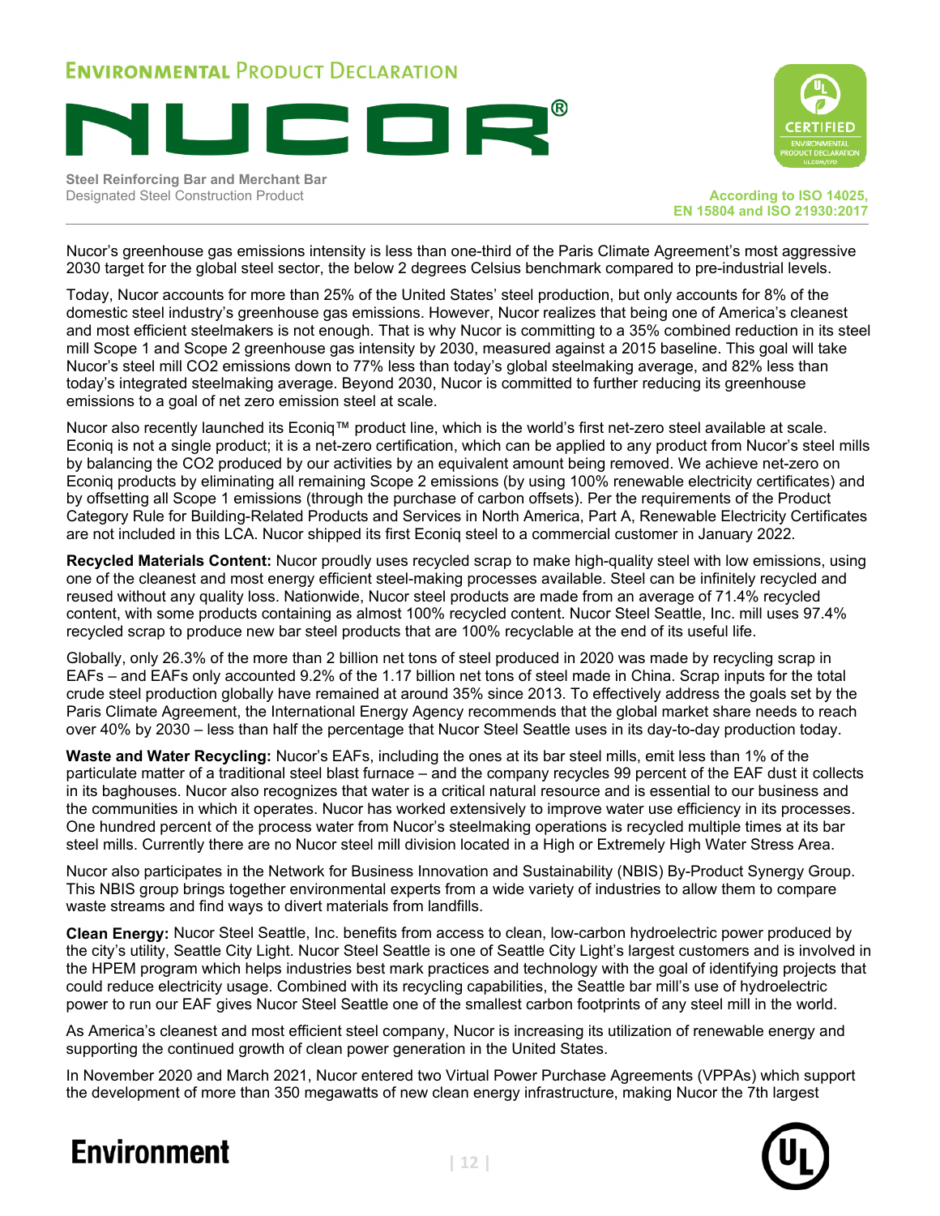Nucor's greenhouse gas emissions intensity is less than one-third of the Paris Climate Agreement's most aggressive 2030 target for the global steel sector, the below 2 degrees Celsius benchmark compared to pre-industrial levels.

Today, Nucor accounts for more than 25% of the United States' steel production, but only accounts for 8% of the domestic steel industry's greenhouse gas emissions. However, Nucor realizes that being one of America's cleanest and most efficient steelmakers is not enough. That is why Nucor is committing to a 35% combined reduction in its steel mill Scope 1 and Scope 2 greenhouse gas intensity by 2030, measured against a 2015 baseline. This goal will take Nucor's steel mill $CO_2$ emissions down to 77% less than today's global steelmaking average, and 82% less than today's integrated steelmaking average. Beyond 2030, Nucor is committed to further reducing its greenhouse emissions to a goal of net zero emission steel at scale.

Nucor also recently launched its Econiq™ product line, which is the world's first net-zero steel available at scale. Econiq is not a single product; it is a net-zero certification, which can be applied to any product from Nucor's steel mills by balancing the $CO_2$ produced by our activities by an equivalent amount being removed. We achieve net-zero on Econiq products by eliminating all remaining Scope 2 emissions (by using 100% renewable electricity certificates) and by offsetting all Scope 1 emissions (through the purchase of carbon offsets). Per the requirements of the Product Category Rule for Building-Related Products and Services in North America, Part A, Renewable Electricity Certificates are not included in this LCA. Nucor shipped its first Econiq steel to a commercial customer in January 2022.

**Recycled Materials Content:** Nucor proudly uses recycled scrap to make high-quality steel with low emissions, using one of the cleanest and most energy efficient steel-making processes available. Steel can be infinitely recycled and reused without any quality loss. Nationwide, Nucor steel products are made from an average of 71.4% recycled content, with some products containing as almost 100% recycled content. Nucor Steel Seattle, Inc. mill uses 97.4% recycled scrap to produce new bar steel products that are 100% recyclable at the end of its useful life.

Globally, only 26.3% of the more than 2 billion net tons of steel produced in 2020 was made by recycling scrap in EAFs – and EAFs only accounted 9.2% of the 1.17 billion net tons of steel made in China. Scrap inputs for the total crude steel production globally have remained at around 35% since 2013. To effectively address the goals set by the Paris Climate Agreement, the International Energy Agency recommends that the global market share needs to reach over 40% by 2030 – less than half the percentage that Nucor Steel Seattle uses in its day-to-day production today.

**Waste and Water Recycling:** Nucor's EAFs, including the ones at its bar steel mills, emit less than 1% of the particulate matter of a traditional steel blast furnace – and the company recycles 99 percent of the EAF dust it collects in its baghouses. Nucor also recognizes that water is a critical natural resource and is essential to our business and the communities in which it operates. Nucor has worked extensively to improve water use efficiency in its processes. One hundred percent of the process water from Nucor's steelmaking operations is recycled multiple times at its bar steel mills. Currently there are no Nucor steel mill division located in a High or Extremely High Water Stress Area.

Nucor also participates in the Network for Business Innovation and Sustainability (NBIS) By-Product Synergy Group. This NBIS group brings together environmental experts from a wide variety of industries to allow them to compare waste streams and find ways to divert materials from landfills.

**Clean Energy:** Nucor Steel Seattle, Inc. benefits from access to clean, low-carbon hydroelectric power produced by the city's utility, Seattle City Light. Nucor Steel Seattle is one of Seattle City Light's largest customers and is involved in the HPEM program which helps industries best mark practices and technology with the goal of identifying projects that could reduce electricity usage. Combined with its recycling capabilities, the Seattle bar mill's use of hydroelectric power to run our EAF gives Nucor Steel Seattle one of the smallest carbon footprints of any steel mill in the world.

As America's cleanest and most efficient steel company, Nucor is increasing its utilization of renewable energy and supporting the continued growth of clean power generation in the United States.

In November 2020 and March 2021, Nucor entered two Virtual Power Purchase Agreements (VPPAs) which support the development of more than 350 megawatts of new clean energy infrastructure, making Nucor the 7th largest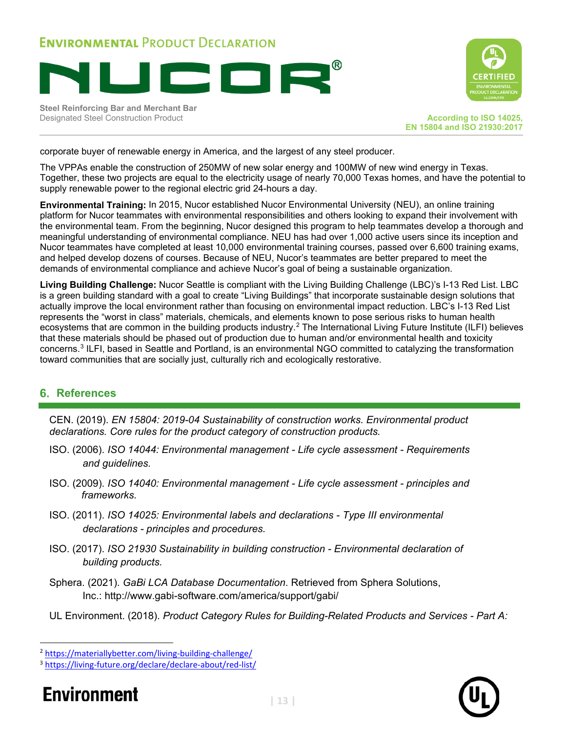corporate buyer of renewable energy in America, and the largest of any steel producer.

The VPPAs enable the construction of 250MW of new solar energy and 100MW of new wind energy in Texas. Together, these two projects are equal to the electricity usage of nearly 70,000 Texas homes, and have the potential to supply renewable power to the regional electric grid 24-hours a day.

**Environmental Training:** In 2015, Nucor established Nucor Environmental University (NEU), an online training platform for Nucor teammates with environmental responsibilities and others looking to expand their involvement with the environmental team. From the beginning, Nucor designed this program to help teammates develop a thorough and meaningful understanding of environmental compliance. NEU has had over 1,000 active users since its inception and Nucor teammates have completed at least 10,000 environmental training courses, passed over 6,600 training exams, and helped develop dozens of courses. Because of NEU, Nucor's teammates are better prepared to meet the demands of environmental compliance and achieve Nucor's goal of being a sustainable organization.

**Living Building Challenge:** Nucor Seattle is compliant with the Living Building Challenge (LBC)'s I-13 Red List. LBC is a green building standard with a goal to create "Living Buildings" that incorporate sustainable design solutions that actually improve the local environment rather than focusing on environmental impact reduction. LBC's I-13 Red List represents the "worst in class" materials, chemicals, and elements known to pose serious risks to human health ecosystems that are common in the building products industry.[2] The International Living Future Institute (ILFI) believes that these materials should be phased out of production due to human and/or environmental health and toxicity concerns.[3] ILFI, based in Seattle and Portland, is an environmental NGO committed to catalyzing the transformation toward communities that are socially just, culturally rich and ecologically restorative.

## 6. References

CEN. (2019). *EN 15804: 2019-04 Sustainability of construction works. Environmental product declarations. Core rules for the product category of construction products.*

ISO. (2006). *ISO 14044: Environmental management - Life cycle assessment - Requirements and guidelines.*

ISO. (2009). *ISO 14040: Environmental management - Life cycle assessment - principles and frameworks.*

ISO. (2011). *ISO 14025: Environmental labels and declarations - Type III environmental declarations - principles and procedures.*

ISO. (2017). *ISO 21930 Sustainability in building construction - Environmental declaration of building products.*

Sphera. (2021). *GaBi LCA Database Documentation*. Retrieved from Sphera Solutions, Inc.: http://www.gabi-software.com/america/support/gabi/

UL Environment. (2018). *Product Category Rules for Building-Related Products and Services - Part A:*

---

[2] https://materiallybetter.com/living-building-challenge/

[3] https://living-future.org/declare/declare-about/red-list/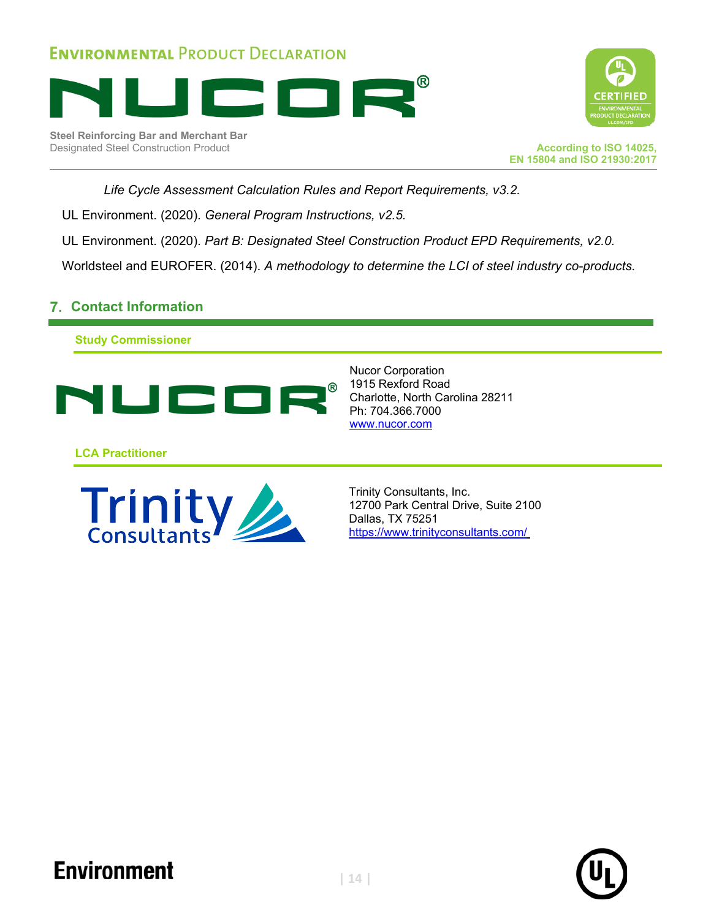*Life Cycle Assessment Calculation Rules and Report Requirements, v3.2.*

UL Environment. (2020). *General Program Instructions, v2.5.*

UL Environment. (2020). *Part B: Designated Steel Construction Product EPD Requirements, v2.0.*

Worldsteel and EUROFER. (2014). *A methodology to determine the LCI of steel industry co-products.*

## 7. Contact Information

### Study Commissioner

Nucor Corporation
1915 Rexford Road
Charlotte, North Carolina 28211
Ph: 704.366.7000
www.nucor.com

### LCA Practitioner

Trinity Consultants, Inc.
12700 Park Central Drive, Suite 2100
Dallas, TX 75251
https://www.trinityconsultants.com/